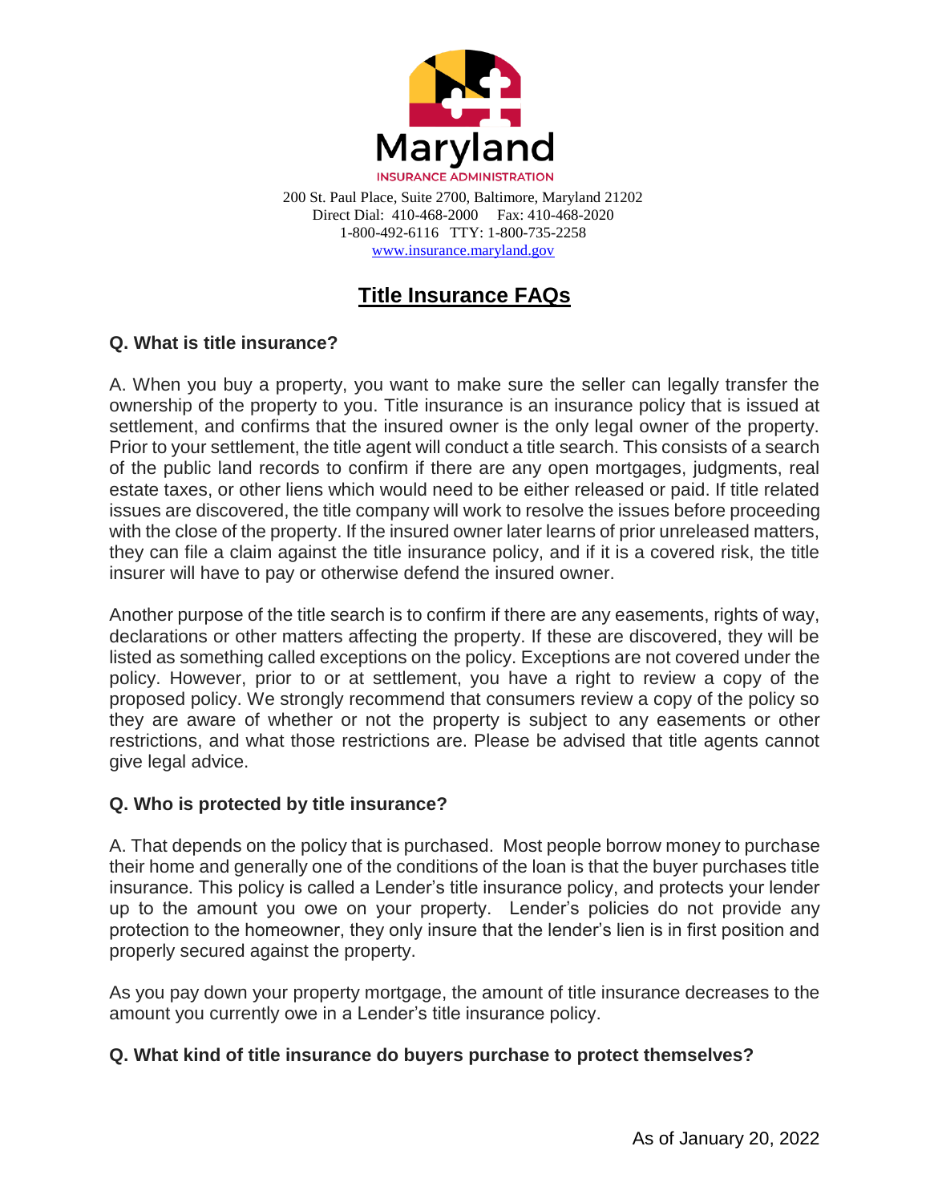Maryland

INSURANCE ADMINISTRATION

200 St. Paul Place, Suite 2700, Baltimore, Maryland 21202
Direct Dial: 410-468-2000 Fax: 410-468-2020
1-800-492-6116 TTY: 1-800-735-2258
www.insurance.maryland.gov

# Title Insurance FAQs

**Q. What is title insurance?**

A. When you buy a property, you want to make sure the seller can legally transfer the ownership of the property to you. Title insurance is an insurance policy that is issued at settlement, and confirms that the insured owner is the only legal owner of the property. Prior to your settlement, the title agent will conduct a title search. This consists of a search of the public land records to confirm if there are any open mortgages, judgments, real estate taxes, or other liens which would need to be either released or paid. If title related issues are discovered, the title company will work to resolve the issues before proceeding with the close of the property. If the insured owner later learns of prior unreleased matters, they can file a claim against the title insurance policy, and if it is a covered risk, the title insurer will have to pay or otherwise defend the insured owner.

Another purpose of the title search is to confirm if there are any easements, rights of way, declarations or other matters affecting the property. If these are discovered, they will be listed as something called exceptions on the policy. Exceptions are not covered under the policy. However, prior to or at settlement, you have a right to review a copy of the proposed policy. We strongly recommend that consumers review a copy of the policy so they are aware of whether or not the property is subject to any easements or other restrictions, and what those restrictions are. Please be advised that title agents cannot give legal advice.

**Q. Who is protected by title insurance?**

A. That depends on the policy that is purchased. Most people borrow money to purchase their home and generally one of the conditions of the loan is that the buyer purchases title insurance. This policy is called a Lender's title insurance policy, and protects your lender up to the amount you owe on your property. Lender's policies do not provide any protection to the homeowner, they only insure that the lender's lien is in first position and properly secured against the property.

As you pay down your property mortgage, the amount of title insurance decreases to the amount you currently owe in a Lender's title insurance policy.

**Q. What kind of title insurance do buyers purchase to protect themselves?**

As of January 20, 2022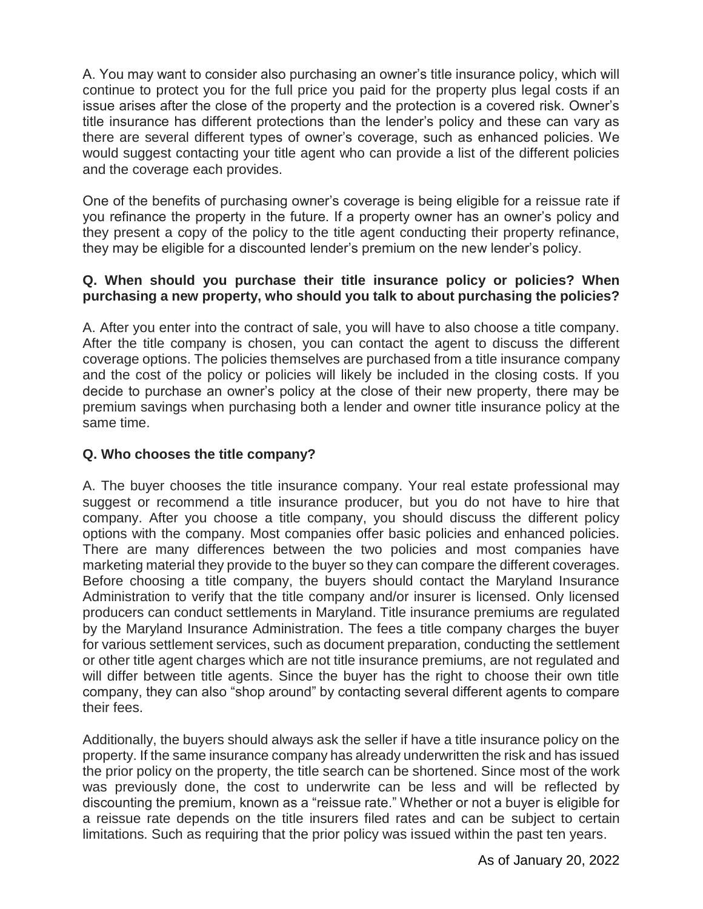A. You may want to consider also purchasing an owner's title insurance policy, which will continue to protect you for the full price you paid for the property plus legal costs if an issue arises after the close of the property and the protection is a covered risk. Owner's title insurance has different protections than the lender's policy and these can vary as there are several different types of owner's coverage, such as enhanced policies. We would suggest contacting your title agent who can provide a list of the different policies and the coverage each provides.

One of the benefits of purchasing owner's coverage is being eligible for a reissue rate if you refinance the property in the future. If a property owner has an owner's policy and they present a copy of the policy to the title agent conducting their property refinance, they may be eligible for a discounted lender's premium on the new lender's policy.

**Q. When should you purchase their title insurance policy or policies? When purchasing a new property, who should you talk to about purchasing the policies?**

A. After you enter into the contract of sale, you will have to also choose a title company. After the title company is chosen, you can contact the agent to discuss the different coverage options. The policies themselves are purchased from a title insurance company and the cost of the policy or policies will likely be included in the closing costs. If you decide to purchase an owner's policy at the close of their new property, there may be premium savings when purchasing both a lender and owner title insurance policy at the same time.

**Q. Who chooses the title company?**

A. The buyer chooses the title insurance company. Your real estate professional may suggest or recommend a title insurance producer, but you do not have to hire that company. After you choose a title company, you should discuss the different policy options with the company. Most companies offer basic policies and enhanced policies. There are many differences between the two policies and most companies have marketing material they provide to the buyer so they can compare the different coverages. Before choosing a title company, the buyers should contact the Maryland Insurance Administration to verify that the title company and/or insurer is licensed. Only licensed producers can conduct settlements in Maryland. Title insurance premiums are regulated by the Maryland Insurance Administration. The fees a title company charges the buyer for various settlement services, such as document preparation, conducting the settlement or other title agent charges which are not title insurance premiums, are not regulated and will differ between title agents. Since the buyer has the right to choose their own title company, they can also "shop around" by contacting several different agents to compare their fees.

Additionally, the buyers should always ask the seller if have a title insurance policy on the property. If the same insurance company has already underwritten the risk and has issued the prior policy on the property, the title search can be shortened. Since most of the work was previously done, the cost to underwrite can be less and will be reflected by discounting the premium, known as a "reissue rate." Whether or not a buyer is eligible for a reissue rate depends on the title insurers filed rates and can be subject to certain limitations. Such as requiring that the prior policy was issued within the past ten years.

As of January 20, 2022